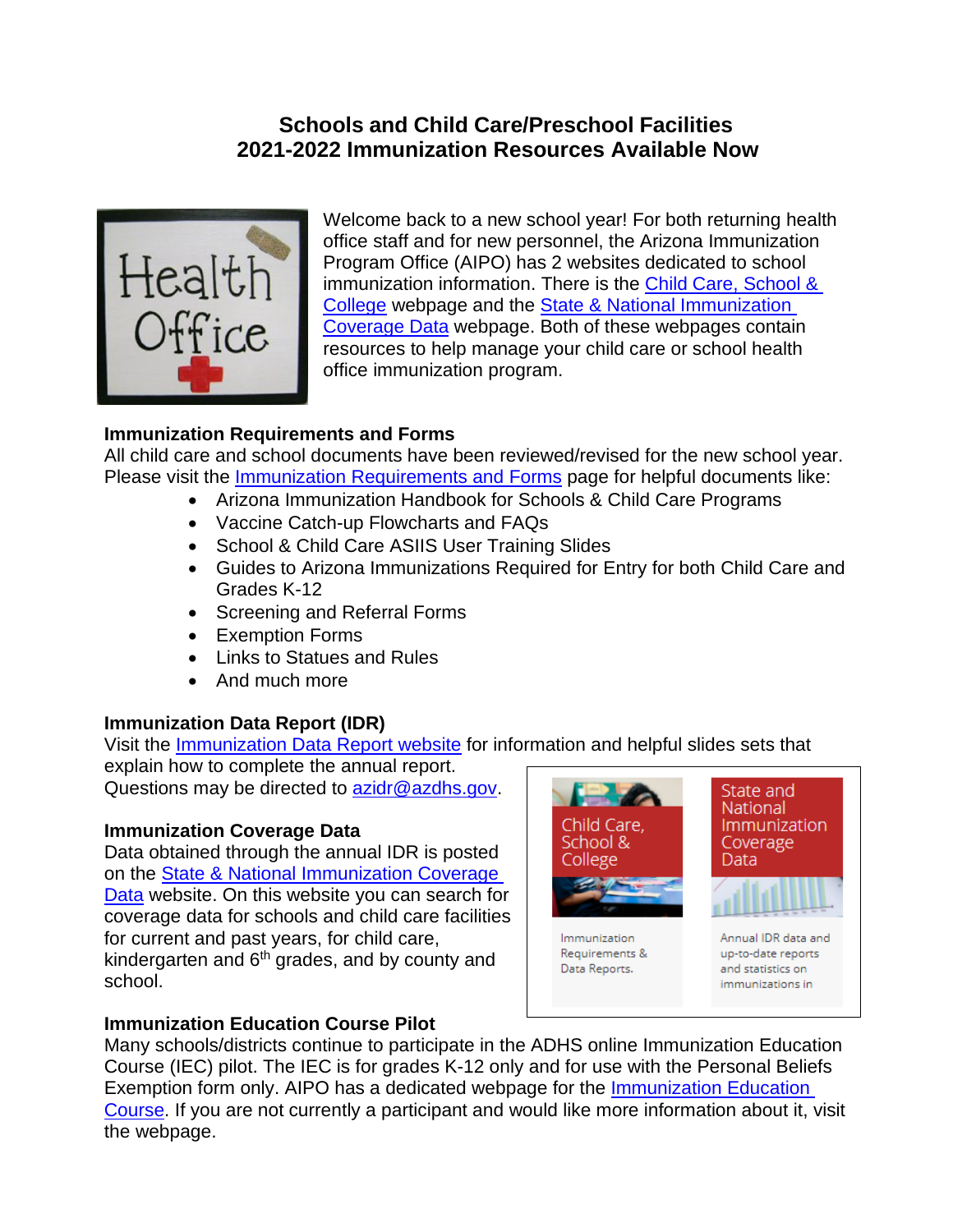# Schools and Child Care/Preschool Facilities
# 2021-2022 Immunization Resources Available Now

Welcome back to a new school year! For both returning health office staff and for new personnel, the Arizona Immunization Program Office (AIPO) has 2 websites dedicated to school immunization information. There is the Child Care, School & College webpage and the State & National Immunization Coverage Data webpage. Both of these webpages contain resources to help manage your child care or school health office immunization program.

### Immunization Requirements and Forms

All child care and school documents have been reviewed/revised for the new school year. Please visit the Immunization Requirements and Forms page for helpful documents like:

- Arizona Immunization Handbook for Schools & Child Care Programs
- Vaccine Catch-up Flowcharts and FAQs
- School & Child Care ASIIS User Training Slides
- Guides to Arizona Immunizations Required for Entry for both Child Care and Grades K-12
- Screening and Referral Forms
- Exemption Forms
- Links to Statues and Rules
- And much more

### Immunization Data Report (IDR)

Visit the Immunization Data Report website for information and helpful slides sets that explain how to complete the annual report.
Questions may be directed to azidr@azdhs.gov.

### Immunization Coverage Data

Data obtained through the annual IDR is posted on the State & National Immunization Coverage Data website. On this website you can search for coverage data for schools and child care facilities for current and past years, for child care, kindergarten and 6$^{th}$ grades, and by county and school.

### Immunization Education Course Pilot

Many schools/districts continue to participate in the ADHS online Immunization Education Course (IEC) pilot. The IEC is for grades K-12 only and for use with the Personal Beliefs Exemption form only. AIPO has a dedicated webpage for the Immunization Education Course. If you are not currently a participant and would like more information about it, visit the webpage.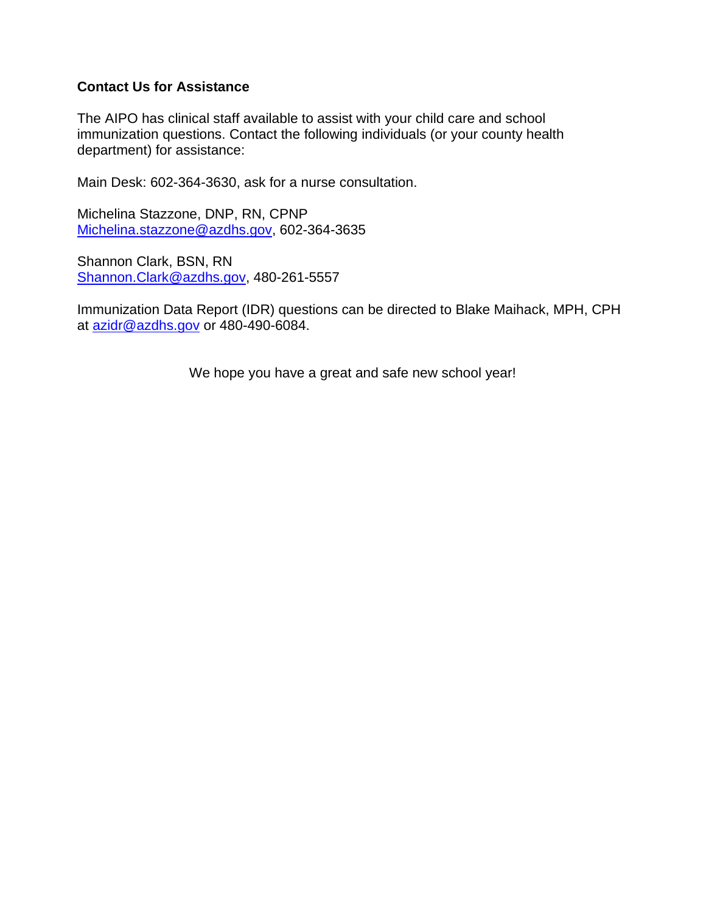**Contact Us for Assistance**

The AIPO has clinical staff available to assist with your child care and school immunization questions. Contact the following individuals (or your county health department) for assistance:

Main Desk: 602-364-3630, ask for a nurse consultation.

Michelina Stazzone, DNP, RN, CPNP
Michelina.stazzone@azdhs.gov, 602-364-3635

Shannon Clark, BSN, RN
Shannon.Clark@azdhs.gov, 480-261-5557

Immunization Data Report (IDR) questions can be directed to Blake Maihack, MPH, CPH at azidr@azdhs.gov or 480-490-6084.

We hope you have a great and safe new school year!